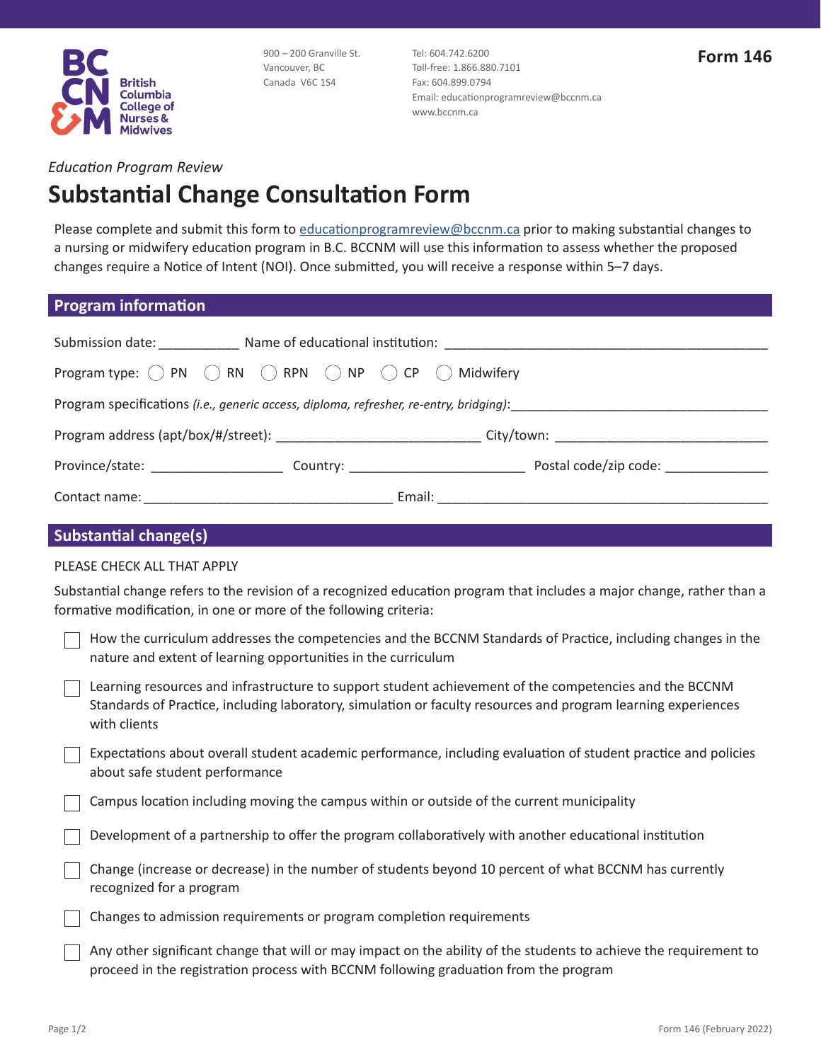British Columbia College of Nurses & Midwives

900 – 200 Granville St.
Vancouver, BC
Canada V6C 1S4

Tel: 604.742.6200
Toll-free: 1.866.880.7101
Fax: 604.899.0794
Email: educationprogramreview@bccnm.ca
www.bccnm.ca

**Form 146**

*Education Program Review*

# Substantial Change Consultation Form

Please complete and submit this form to [educationprogramreview@bccnm.ca](mailto:educationprogramreview@bccnm.ca) prior to making substantial changes to a nursing or midwifery education program in B.C. BCCNM will use this information to assess whether the proposed changes require a Notice of Intent (NOI). Once submitted, you will receive a response within 5–7 days.

## Program information

Submission date: ___________ Name of educational institution: _____________________________________________

Program type: ◯ PN ◯ RN ◯ RPN ◯ NP ◯ CP ◯ Midwifery

Program specifications *(i.e., generic access, diploma, refresher, re-entry, bridging)*:___________________________________

Program address (apt/box/#/street): ____________________________ City/town: ______________________________

Province/state: __________________ Country: ________________________ Postal code/zip code: ______________

Contact name: __________________________________ Email: _____________________________________________

## Substantial change(s)

PLEASE CHECK ALL THAT APPLY

Substantial change refers to the revision of a recognized education program that includes a major change, rather than a formative modification, in one or more of the following criteria:

- ☐ How the curriculum addresses the competencies and the BCCNM Standards of Practice, including changes in the nature and extent of learning opportunities in the curriculum
- ☐ Learning resources and infrastructure to support student achievement of the competencies and the BCCNM Standards of Practice, including laboratory, simulation or faculty resources and program learning experiences with clients
- ☐ Expectations about overall student academic performance, including evaluation of student practice and policies about safe student performance
- ☐ Campus location including moving the campus within or outside of the current municipality
- ☐ Development of a partnership to offer the program collaboratively with another educational institution
- ☐ Change (increase or decrease) in the number of students beyond 10 percent of what BCCNM has currently recognized for a program
- ☐ Changes to admission requirements or program completion requirements
- ☐ Any other significant change that will or may impact on the ability of the students to achieve the requirement to proceed in the registration process with BCCNM following graduation from the program

Form 146 (February 2022)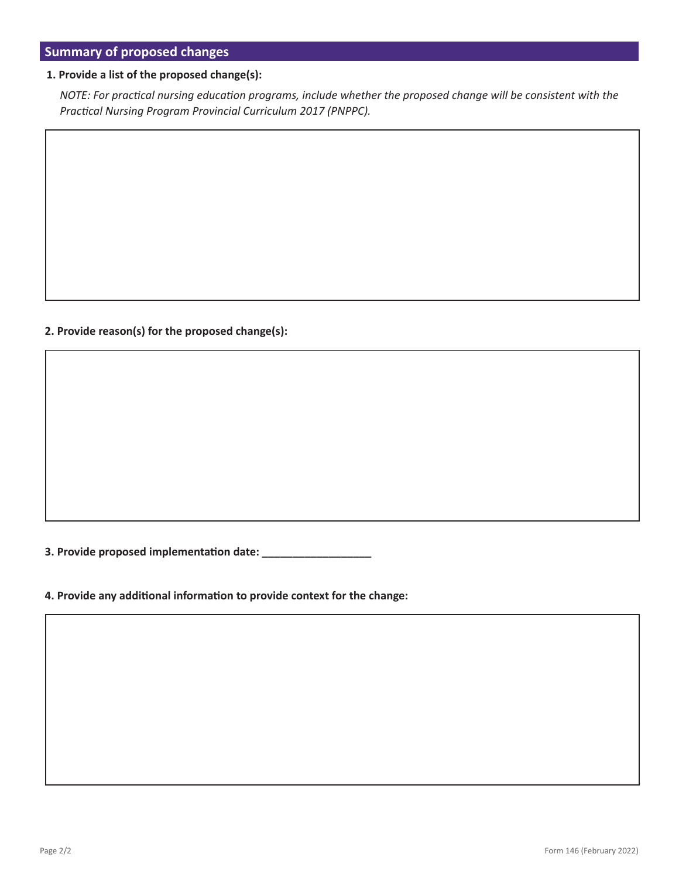## Summary of proposed changes

**1. Provide a list of the proposed change(s):**

*NOTE: For practical nursing education programs, include whether the proposed change will be consistent with the Practical Nursing Program Provincial Curriculum 2017 (PNPPC).*

**2. Provide reason(s) for the proposed change(s):**

**3. Provide proposed implementation date: ___________________**

**4. Provide any additional information to provide context for the change:**

Form 146 (February 2022)